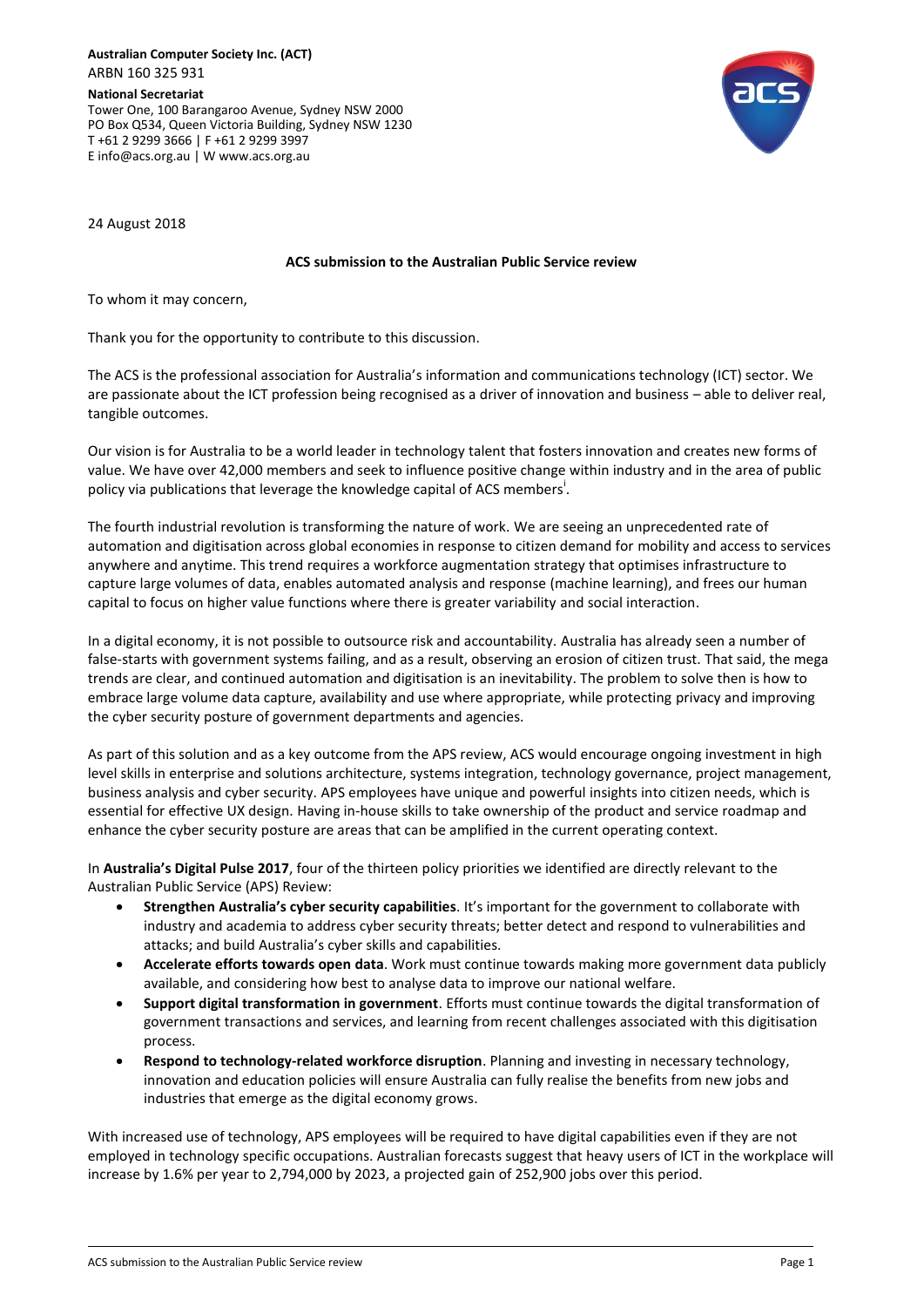**Australian Computer Society Inc. (ACT)**
ARBN 160 325 931

**National Secretariat**
Tower One, 100 Barangaroo Avenue, Sydney NSW 2000
PO Box Q534, Queen Victoria Building, Sydney NSW 1230
T +61 2 9299 3666 | F +61 2 9299 3997
E info@acs.org.au | W www.acs.org.au

24 August 2018

**ACS submission to the Australian Public Service review**

To whom it may concern,

Thank you for the opportunity to contribute to this discussion.

The ACS is the professional association for Australia's information and communications technology (ICT) sector. We are passionate about the ICT profession being recognised as a driver of innovation and business – able to deliver real, tangible outcomes.

Our vision is for Australia to be a world leader in technology talent that fosters innovation and creates new forms of value. We have over 42,000 members and seek to influence positive change within industry and in the area of public policy via publications that leverage the knowledge capital of ACS members[i].

The fourth industrial revolution is transforming the nature of work. We are seeing an unprecedented rate of automation and digitisation across global economies in response to citizen demand for mobility and access to services anywhere and anytime. This trend requires a workforce augmentation strategy that optimises infrastructure to capture large volumes of data, enables automated analysis and response (machine learning), and frees our human capital to focus on higher value functions where there is greater variability and social interaction.

In a digital economy, it is not possible to outsource risk and accountability. Australia has already seen a number of false-starts with government systems failing, and as a result, observing an erosion of citizen trust. That said, the mega trends are clear, and continued automation and digitisation is an inevitability. The problem to solve then is how to embrace large volume data capture, availability and use where appropriate, while protecting privacy and improving the cyber security posture of government departments and agencies.

As part of this solution and as a key outcome from the APS review, ACS would encourage ongoing investment in high level skills in enterprise and solutions architecture, systems integration, technology governance, project management, business analysis and cyber security. APS employees have unique and powerful insights into citizen needs, which is essential for effective UX design. Having in-house skills to take ownership of the product and service roadmap and enhance the cyber security posture are areas that can be amplified in the current operating context.

In **Australia's Digital Pulse 2017**, four of the thirteen policy priorities we identified are directly relevant to the Australian Public Service (APS) Review:

- **Strengthen Australia's cyber security capabilities**. It's important for the government to collaborate with industry and academia to address cyber security threats; better detect and respond to vulnerabilities and attacks; and build Australia's cyber skills and capabilities.
- **Accelerate efforts towards open data**. Work must continue towards making more government data publicly available, and considering how best to analyse data to improve our national welfare.
- **Support digital transformation in government**. Efforts must continue towards the digital transformation of government transactions and services, and learning from recent challenges associated with this digitisation process.
- **Respond to technology-related workforce disruption**. Planning and investing in necessary technology, innovation and education policies will ensure Australia can fully realise the benefits from new jobs and industries that emerge as the digital economy grows.

With increased use of technology, APS employees will be required to have digital capabilities even if they are not employed in technology specific occupations. Australian forecasts suggest that heavy users of ICT in the workplace will increase by 1.6% per year to 2,794,000 by 2023, a projected gain of 252,900 jobs over this period.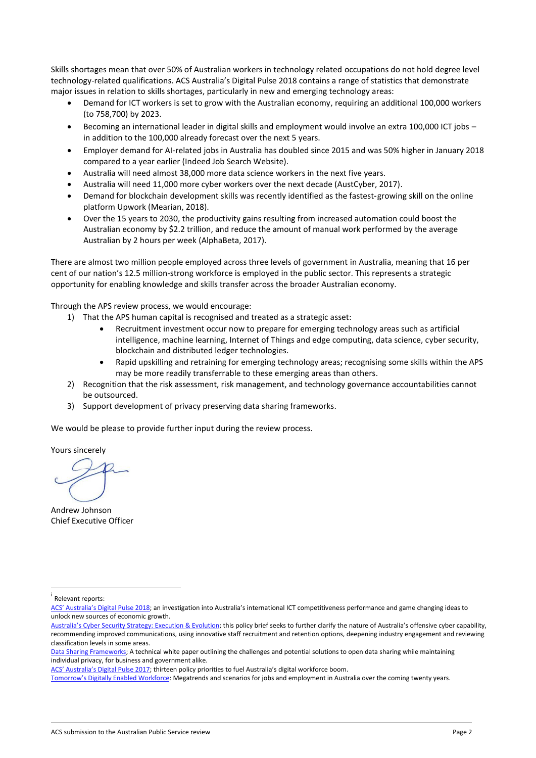Skills shortages mean that over 50% of Australian workers in technology related occupations do not hold degree level technology-related qualifications. ACS Australia's Digital Pulse 2018 contains a range of statistics that demonstrate major issues in relation to skills shortages, particularly in new and emerging technology areas:

- Demand for ICT workers is set to grow with the Australian economy, requiring an additional 100,000 workers (to 758,700) by 2023.
- Becoming an international leader in digital skills and employment would involve an extra 100,000 ICT jobs – in addition to the 100,000 already forecast over the next 5 years.
- Employer demand for AI-related jobs in Australia has doubled since 2015 and was 50% higher in January 2018 compared to a year earlier (Indeed Job Search Website).
- Australia will need almost 38,000 more data science workers in the next five years.
- Australia will need 11,000 more cyber workers over the next decade (AustCyber, 2017).
- Demand for blockchain development skills was recently identified as the fastest-growing skill on the online platform Upwork (Mearian, 2018).
- Over the 15 years to 2030, the productivity gains resulting from increased automation could boost the Australian economy by $2.2 trillion, and reduce the amount of manual work performed by the average Australian by 2 hours per week (AlphaBeta, 2017).

There are almost two million people employed across three levels of government in Australia, meaning that 16 per cent of our nation's 12.5 million-strong workforce is employed in the public sector. This represents a strategic opportunity for enabling knowledge and skills transfer across the broader Australian economy.

Through the APS review process, we would encourage:

1) That the APS human capital is recognised and treated as a strategic asset:
   - Recruitment investment occur now to prepare for emerging technology areas such as artificial intelligence, machine learning, Internet of Things and edge computing, data science, cyber security, blockchain and distributed ledger technologies.
   - Rapid upskilling and retraining for emerging technology areas; recognising some skills within the APS may be more readily transferrable to these emerging areas than others.
2) Recognition that the risk assessment, risk management, and technology governance accountabilities cannot be outsourced.
3) Support development of privacy preserving data sharing frameworks.

We would be please to provide further input during the review process.

Yours sincerely

Andrew Johnson
Chief Executive Officer

---

[i] Relevant reports:

ACS' Australia's Digital Pulse 2018; an investigation into Australia's international ICT competitiveness performance and game changing ideas to unlock new sources of economic growth.

Australia's Cyber Security Strategy: Execution & Evolution; this policy brief seeks to further clarify the nature of Australia's offensive cyber capability, recommending improved communications, using innovative staff recruitment and retention options, deepening industry engagement and reviewing classification levels in some areas.

Data Sharing Frameworks; A technical white paper outlining the challenges and potential solutions to open data sharing while maintaining individual privacy, for business and government alike.

ACS' Australia's Digital Pulse 2017; thirteen policy priorities to fuel Australia's digital workforce boom.

Tomorrow's Digitally Enabled Workforce: Megatrends and scenarios for jobs and employment in Australia over the coming twenty years.